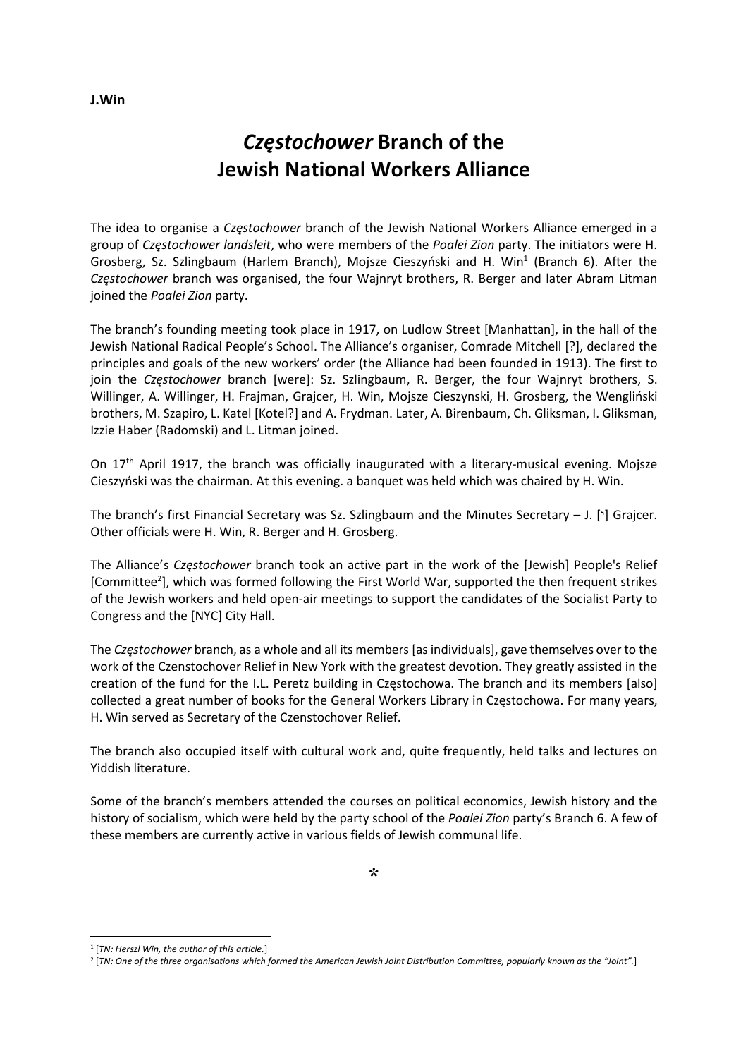**J.Win**

# *Częstochower* Branch of the Jewish National Workers Alliance

The idea to organise a *Częstochower* branch of the Jewish National Workers Alliance emerged in a group of *Częstochower landsleit*, who were members of the *Poalei Zion* party. The initiators were H. Grosberg, Sz. Szlingbaum (Harlem Branch), Mojsze Cieszyński and H. Win[1] (Branch 6). After the *Częstochower* branch was organised, the four Wajnryt brothers, R. Berger and later Abram Litman joined the *Poalei Zion* party.

The branch's founding meeting took place in 1917, on Ludlow Street [Manhattan], in the hall of the Jewish National Radical People's School. The Alliance's organiser, Comrade Mitchell [?], declared the principles and goals of the new workers' order (the Alliance had been founded in 1913). The first to join the *Częstochower* branch [were]: Sz. Szlingbaum, R. Berger, the four Wajnryt brothers, S. Willinger, A. Willinger, H. Frajman, Grajcer, H. Win, Mojsze Cieszynski, H. Grosberg, the Wengliński brothers, M. Szapiro, L. Katel [Kotel?] and A. Frydman. Later, A. Birenbaum, Ch. Gliksman, I. Gliksman, Izzie Haber (Radomski) and L. Litman joined.

On 17th April 1917, the branch was officially inaugurated with a literary-musical evening. Mojsze Cieszyński was the chairman. At this evening. a banquet was held which was chaired by H. Win.

The branch's first Financial Secretary was Sz. Szlingbaum and the Minutes Secretary – J. [ʻ] Grajcer. Other officials were H. Win, R. Berger and H. Grosberg.

The Alliance's *Częstochower* branch took an active part in the work of the [Jewish] People's Relief [Committee[2]], which was formed following the First World War, supported the then frequent strikes of the Jewish workers and held open-air meetings to support the candidates of the Socialist Party to Congress and the [NYC] City Hall.

The *Częstochower* branch, as a whole and all its members [as individuals], gave themselves over to the work of the Czenstochover Relief in New York with the greatest devotion. They greatly assisted in the creation of the fund for the I.L. Peretz building in Częstochowa. The branch and its members [also] collected a great number of books for the General Workers Library in Częstochowa. For many years, H. Win served as Secretary of the Czenstochover Relief.

The branch also occupied itself with cultural work and, quite frequently, held talks and lectures on Yiddish literature.

Some of the branch's members attended the courses on political economics, Jewish history and the history of socialism, which were held by the party school of the *Poalei Zion* party's Branch 6. A few of these members are currently active in various fields of Jewish communal life.

*

---

[1] [*TN: Herszl Win, the author of this article.*]

[2] [*TN: One of the three organisations which formed the American Jewish Joint Distribution Committee, popularly known as the "Joint".*]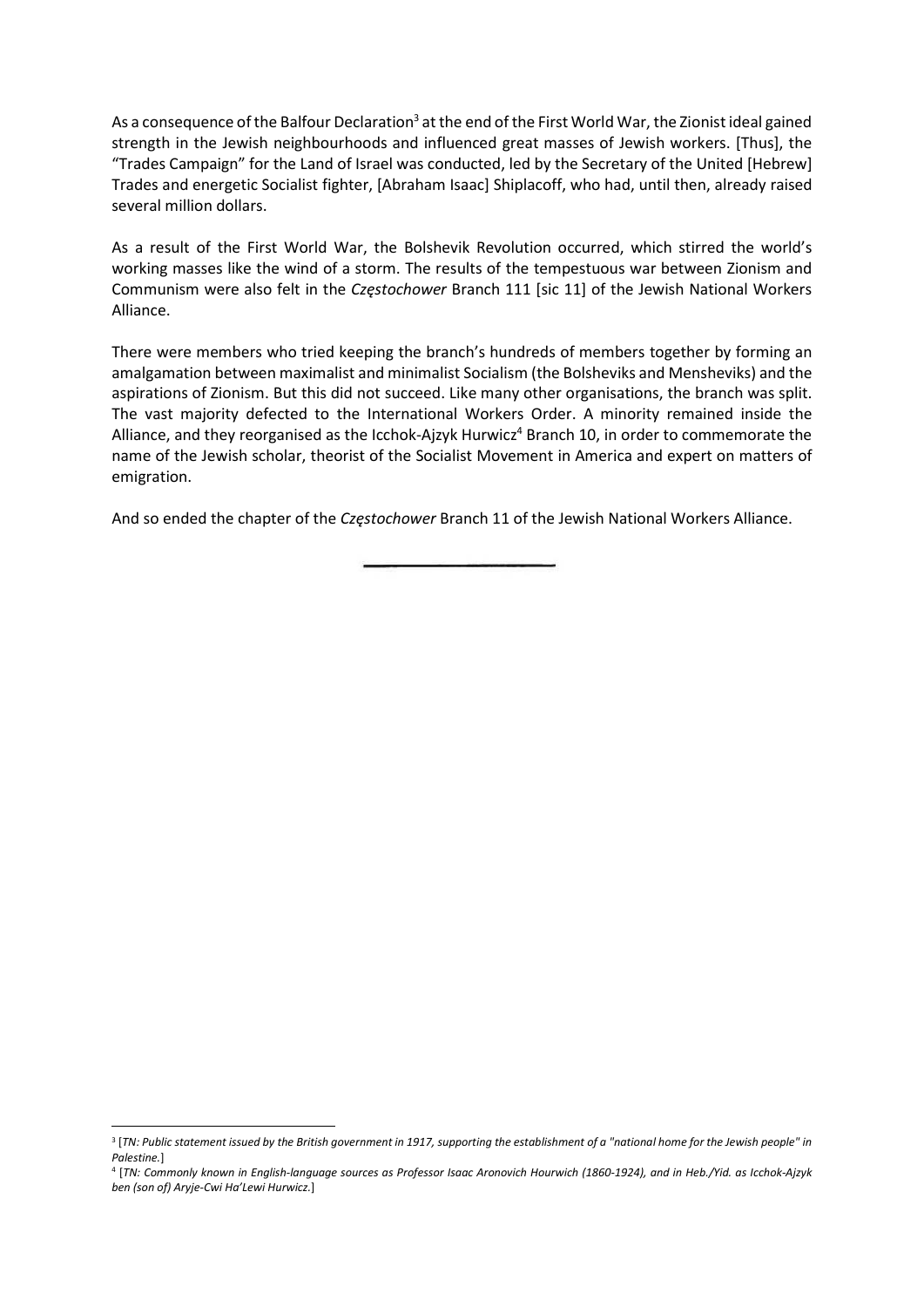As a consequence of the Balfour Declaration[3] at the end of the First World War, the Zionist ideal gained strength in the Jewish neighbourhoods and influenced great masses of Jewish workers. [Thus], the "Trades Campaign" for the Land of Israel was conducted, led by the Secretary of the United [Hebrew] Trades and energetic Socialist fighter, [Abraham Isaac] Shiplacoff, who had, until then, already raised several million dollars.

As a result of the First World War, the Bolshevik Revolution occurred, which stirred the world's working masses like the wind of a storm. The results of the tempestuous war between Zionism and Communism were also felt in the *Częstochower* Branch 111 [sic 11] of the Jewish National Workers Alliance.

There were members who tried keeping the branch's hundreds of members together by forming an amalgamation between maximalist and minimalist Socialism (the Bolsheviks and Mensheviks) and the aspirations of Zionism. But this did not succeed. Like many other organisations, the branch was split. The vast majority defected to the International Workers Order. A minority remained inside the Alliance, and they reorganised as the Icchok-Ajzyk Hurwicz[4] Branch 10, in order to commemorate the name of the Jewish scholar, theorist of the Socialist Movement in America and expert on matters of emigration.

And so ended the chapter of the *Częstochower* Branch 11 of the Jewish National Workers Alliance.

---

[3] [*TN: Public statement issued by the British government in 1917, supporting the establishment of a "national home for the Jewish people" in Palestine.*]

[4] [*TN: Commonly known in English-language sources as Professor Isaac Aronovich Hourwich (1860-1924), and in Heb./Yid. as Icchok-Ajzyk ben (son of) Aryje-Cwi Ha'Lewi Hurwicz.*]